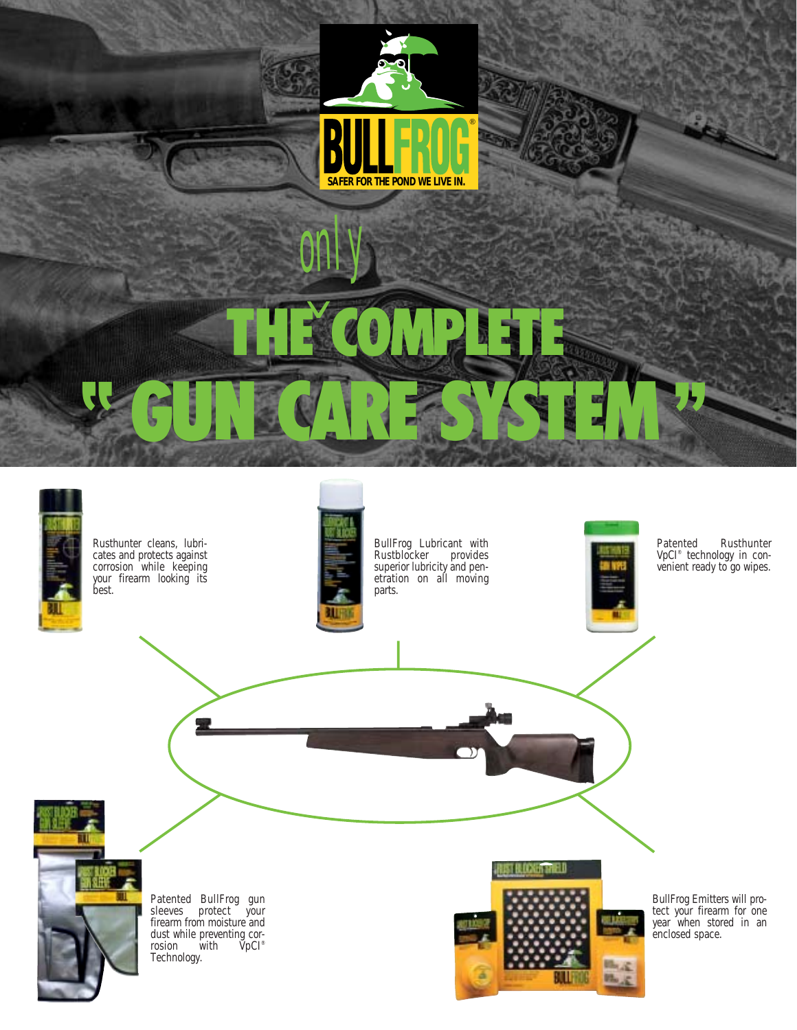BULLFROG®

SAFER FOR THE POND WE LIVE IN.

# THE only COMPLETE "GUN CARE SYSTEM"

Rusthunter cleans, lubricates and protects against corrosion while keeping your firearm looking its best.

BullFrog Lubricant with Rustblocker provides superior lubricity and penetration on all moving parts.

Patented Rusthunter VpCI® technology in convenient ready to go wipes.

Patented BullFrog gun sleeves protect your firearm from moisture and dust while preventing corrosion with VpCI® Technology.

BullFrog Emitters will protect your firearm for one year when stored in an enclosed space.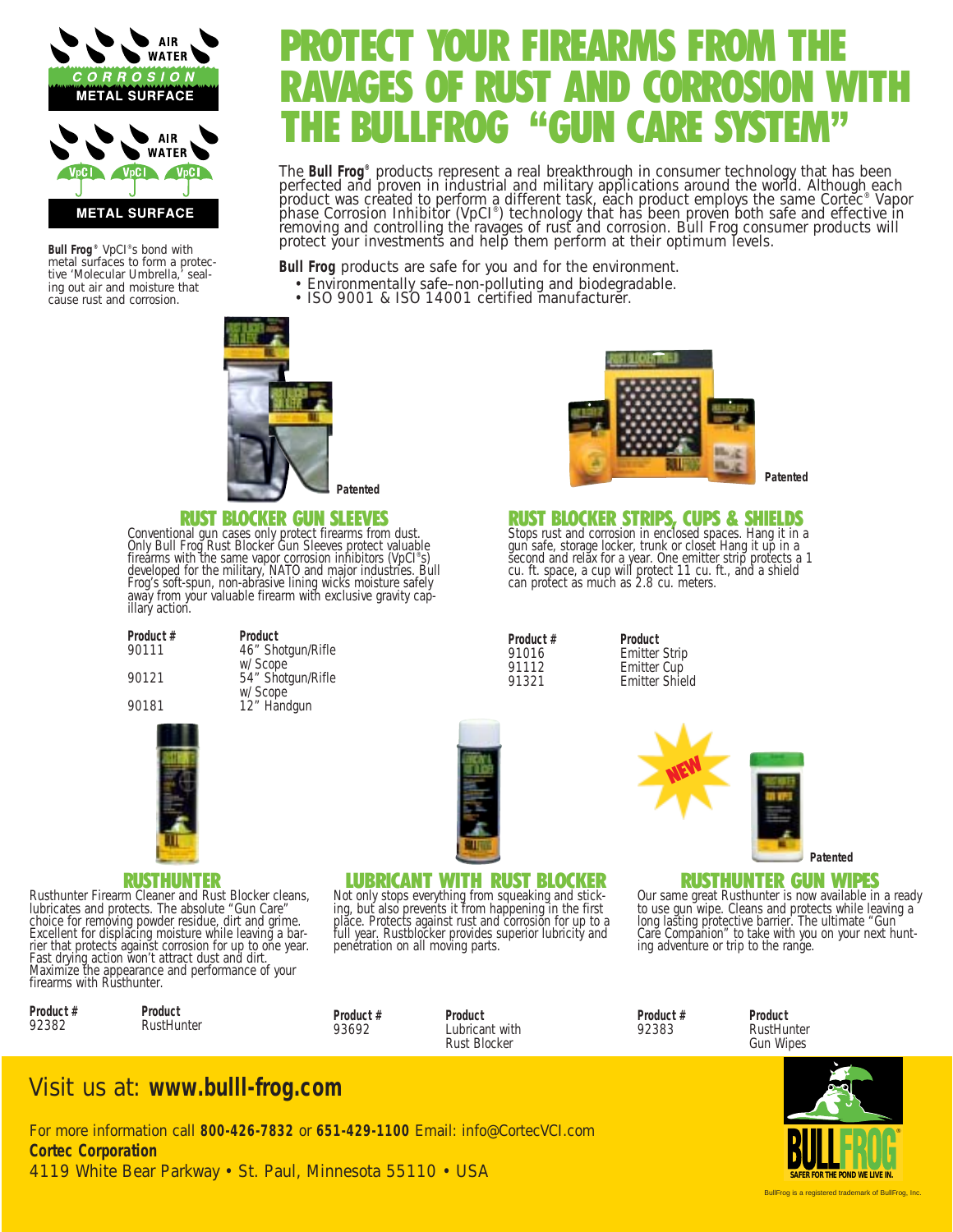# PROTECT YOUR FIREARMS FROM THE RAVAGES OF RUST AND CORROSION WITH THE BULLFROG "GUN CARE SYSTEM"

AIR WATER CORROSION METAL SURFACE

AIR WATER VpCI VpCI VpCI METAL SURFACE

**Bull Frog**® VpCI®s bond with metal surfaces to form a protective 'Molecular Umbrella,' sealing out air and moisture that cause rust and corrosion.

The **Bull Frog**® products represent a real breakthrough in consumer technology that has been perfected and proven in industrial and military applications around the world. Although each product was created to perform a different task, each product employs the same Cortec® Vapor phase Corrosion Inhibitor (VpCI®) technology that has been proven both safe and effective in removing and controlling the ravages of rust and corrosion. Bull Frog consumer products will protect your investments and help them perform at their optimum levels.

**Bull Frog** products are safe for you and for the environment.

- Environmentally safe–non-polluting and biodegradable.
- ISO 9001 & ISO 14001 certified manufacturer.

Patented

## RUST BLOCKER GUN SLEEVES

Conventional gun cases only protect firearms from dust. Only Bull Frog Rust Blocker Gun Sleeves protect valuable firearms with the same vapor corrosion inhibitors (VpCI®s) developed for the military, NATO and major industries. Bull Frog's soft-spun, non-abrasive lining wicks moisture safely away from your valuable firearm with exclusive gravity capillary action.

| Product # | Product |
|---|---|
| 90111 | 46" Shotgun/Rifle w/ Scope |
| 90121 | 54" Shotgun/Rifle w/ Scope |
| 90181 | 12" Handgun |

Patented

## RUST BLOCKER STRIPS, CUPS & SHIELDS

Stops rust and corrosion in enclosed spaces. Hang it in a gun safe, storage locker, trunk or closet Hang it up in a second and relax for a year. One emitter strip protects a 1 cu. ft. space, a cup will protect 11 cu. ft., and a shield can protect as much as 2.8 cu. meters.

| Product # | Product |
|---|---|
| 91016 | Emitter Strip |
| 91112 | Emitter Cup |
| 91321 | Emitter Shield |

## RUSTHUNTER

Rusthunter Firearm Cleaner and Rust Blocker cleans, lubricates and protects. The absolute "Gun Care" choice for removing powder residue, dirt and grime. Excellent for displacing moisture while leaving a barrier that protects against corrosion for up to one year. Fast drying action won't attract dust and dirt. Maximize the appearance and performance of your firearms with Rusthunter.

| Product # | Product |
|---|---|
| 92382 | RustHunter |

## LUBRICANT WITH RUST BLOCKER

Not only stops everything from squeaking and sticking, but also prevents it from happening in the first place. Protects against rust and corrosion for up to a full year. Rustblocker provides superior lubricity and penetration on all moving parts.

| Product # | Product |
|---|---|
| 93692 | Lubricant with Rust Blocker |

NEW

Patented

## RUSTHUNTER GUN WIPES

Our same great Rusthunter is now available in a ready to use gun wipe. Cleans and protects while leaving a long lasting protective barrier. The ultimate "Gun Care Companion" to take with you on your next hunting adventure or trip to the range.

| Product # | Product |
|---|---|
| 92383 | RustHunter Gun Wipes |

Visit us at: **www.bulll-frog.com**

For more information call **800-426-7832** or **651-429-1100** Email: info@CortecVCI.com
**Cortec Corporation**
4119 White Bear Parkway • St. Paul, Minnesota 55110 • USA

BULLFROG® SAFER FOR THE POND WE LIVE IN.

BullFrog is a registered trademark of BullFrog, Inc.